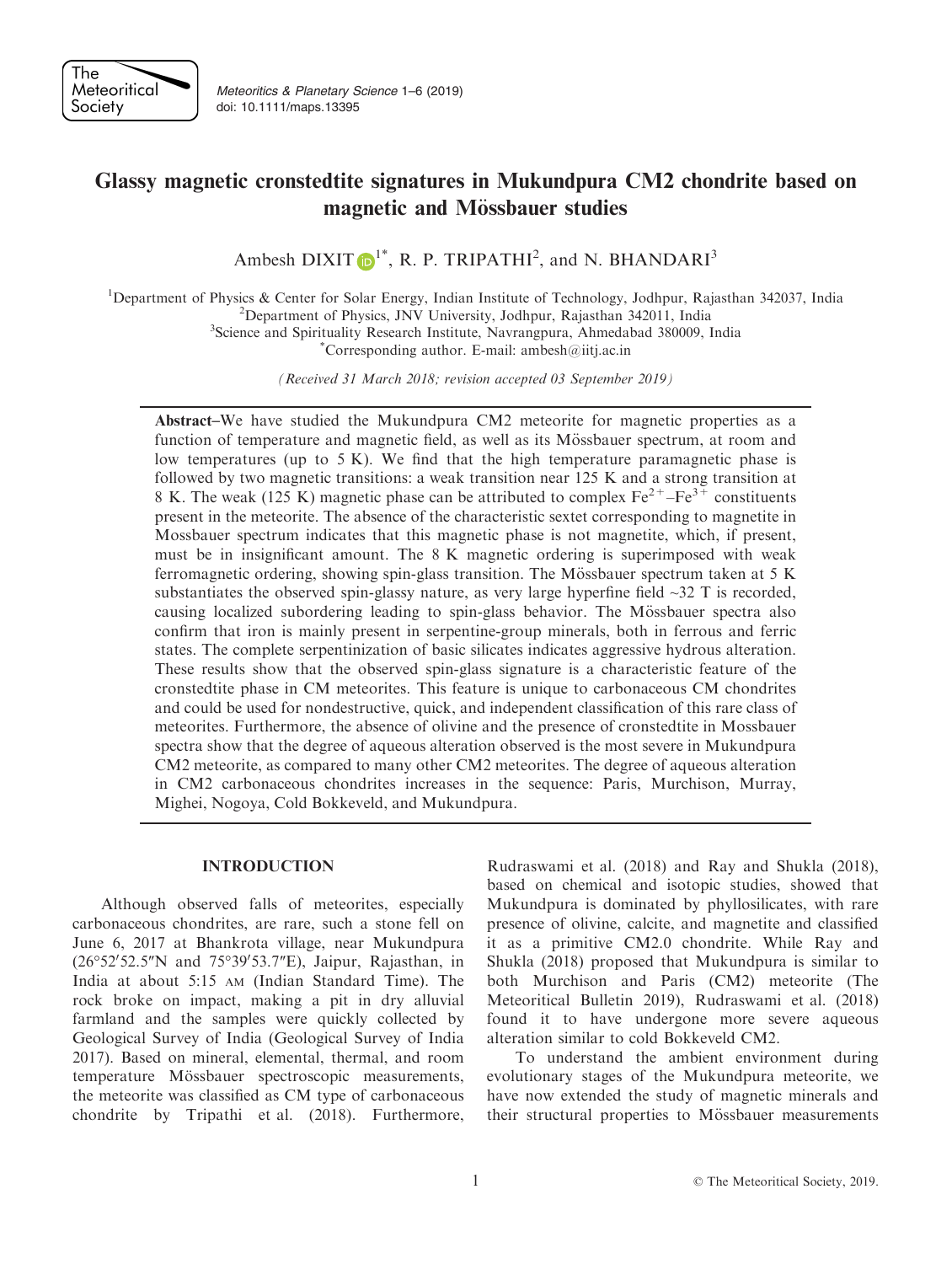# Glassy magnetic cronstedtite signatures in Mukundpura CM2 chondrite based on magnetic and Mössbauer studies

Ambesh DIXIT[1*], R. P. TRIPATHI[2], and N. BHANDARI[3]

[1]Department of Physics & Center for Solar Energy, Indian Institute of Technology, Jodhpur, Rajasthan 342037, India
[2]Department of Physics, JNV University, Jodhpur, Rajasthan 342011, India
[3]Science and Spirituality Research Institute, Navrangpura, Ahmedabad 380009, India
[*]Corresponding author. E-mail: ambesh@iitj.ac.in

*(Received 31 March 2018; revision accepted 03 September 2019)*

**Abstract**–We have studied the Mukundpura CM2 meteorite for magnetic properties as a function of temperature and magnetic field, as well as its Mössbauer spectrum, at room and low temperatures (up to 5 K). We find that the high temperature paramagnetic phase is followed by two magnetic transitions: a weak transition near 125 K and a strong transition at 8 K. The weak (125 K) magnetic phase can be attributed to complex $Fe^{2+}$–$Fe^{3+}$ constituents present in the meteorite. The absence of the characteristic sextet corresponding to magnetite in Mossbauer spectrum indicates that this magnetic phase is not magnetite, which, if present, must be in insignificant amount. The 8 K magnetic ordering is superimposed with weak ferromagnetic ordering, showing spin-glass transition. The Mössbauer spectrum taken at 5 K substantiates the observed spin-glassy nature, as very large hyperfine field ~32 T is recorded, causing localized subordering leading to spin-glass behavior. The Mössbauer spectra also confirm that iron is mainly present in serpentine-group minerals, both in ferrous and ferric states. The complete serpentinization of basic silicates indicates aggressive hydrous alteration. These results show that the observed spin-glass signature is a characteristic feature of the cronstedtite phase in CM meteorites. This feature is unique to carbonaceous CM chondrites and could be used for nondestructive, quick, and independent classification of this rare class of meteorites. Furthermore, the absence of olivine and the presence of cronstedtite in Mossbauer spectra show that the degree of aqueous alteration observed is the most severe in Mukundpura CM2 meteorite, as compared to many other CM2 meteorites. The degree of aqueous alteration in CM2 carbonaceous chondrites increases in the sequence: Paris, Murchison, Murray, Mighei, Nogoya, Cold Bokkeveld, and Mukundpura.

## INTRODUCTION

Although observed falls of meteorites, especially carbonaceous chondrites, are rare, such a stone fell on June 6, 2017 at Bhankrota village, near Mukundpura (26°52′52.5″N and 75°39′53.7″E), Jaipur, Rajasthan, in India at about 5:15 AM (Indian Standard Time). The rock broke on impact, making a pit in dry alluvial farmland and the samples were quickly collected by Geological Survey of India (Geological Survey of India 2017). Based on mineral, elemental, thermal, and room temperature Mössbauer spectroscopic measurements, the meteorite was classified as CM type of carbonaceous chondrite by Tripathi et al. (2018). Furthermore, Rudraswami et al. (2018) and Ray and Shukla (2018), based on chemical and isotopic studies, showed that Mukundpura is dominated by phyllosilicates, with rare presence of olivine, calcite, and magnetite and classified it as a primitive CM2.0 chondrite. While Ray and Shukla (2018) proposed that Mukundpura is similar to both Murchison and Paris (CM2) meteorite (The Meteoritical Bulletin 2019), Rudraswami et al. (2018) found it to have undergone more severe aqueous alteration similar to cold Bokkeveld CM2.

To understand the ambient environment during evolutionary stages of the Mukundpura meteorite, we have now extended the study of magnetic minerals and their structural properties to Mössbauer measurements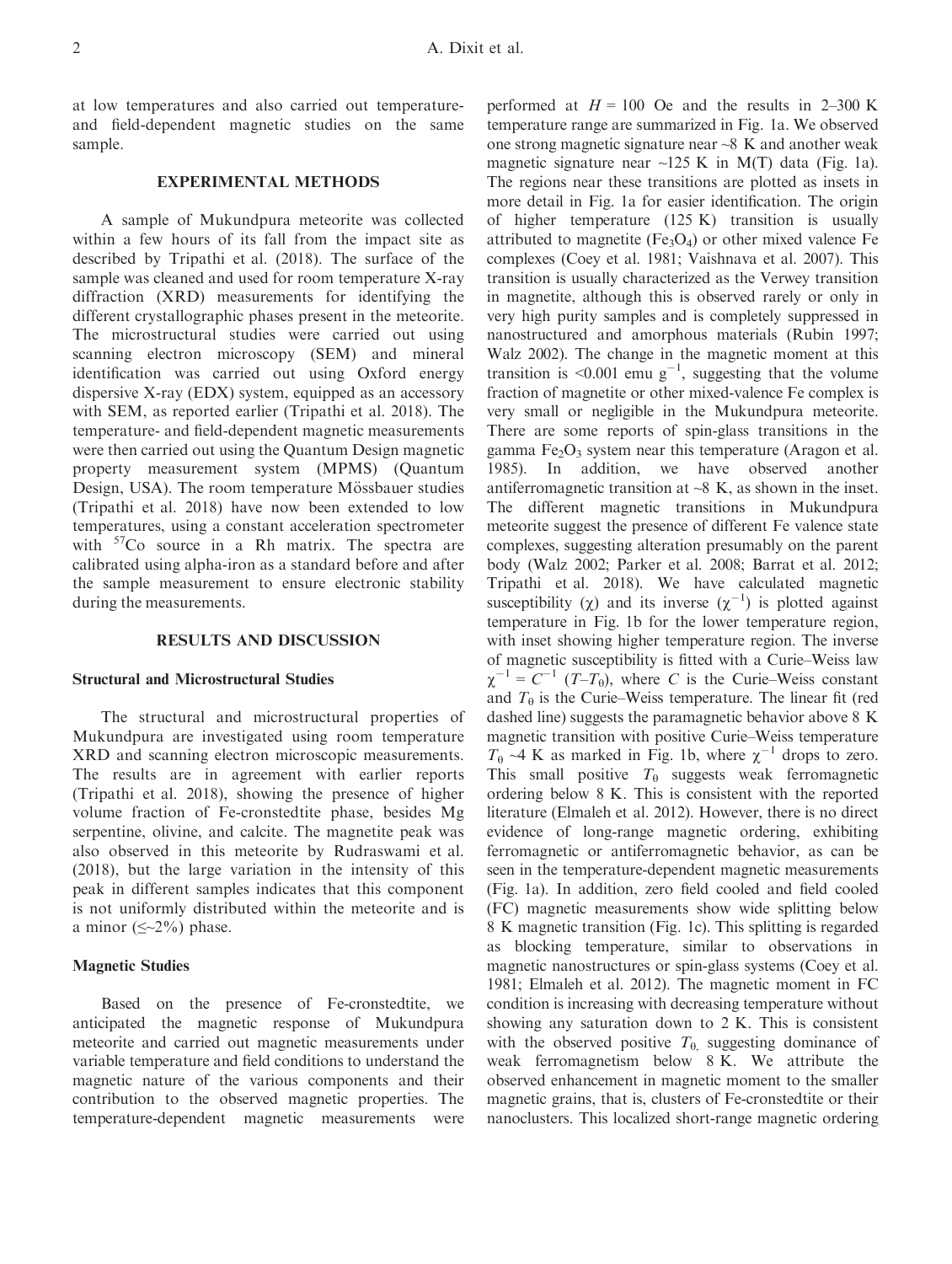at low temperatures and also carried out temperature- and field-dependent magnetic studies on the same sample.

## EXPERIMENTAL METHODS

A sample of Mukundpura meteorite was collected within a few hours of its fall from the impact site as described by Tripathi et al. (2018). The surface of the sample was cleaned and used for room temperature X-ray diffraction (XRD) measurements for identifying the different crystallographic phases present in the meteorite. The microstructural studies were carried out using scanning electron microscopy (SEM) and mineral identification was carried out using Oxford energy dispersive X-ray (EDX) system, equipped as an accessory with SEM, as reported earlier (Tripathi et al. 2018). The temperature- and field-dependent magnetic measurements were then carried out using the Quantum Design magnetic property measurement system (MPMS) (Quantum Design, USA). The room temperature Mössbauer studies (Tripathi et al. 2018) have now been extended to low temperatures, using a constant acceleration spectrometer with $^{57}Co$ source in a Rh matrix. The spectra are calibrated using alpha-iron as a standard before and after the sample measurement to ensure electronic stability during the measurements.

## RESULTS AND DISCUSSION

### Structural and Microstructural Studies

The structural and microstructural properties of Mukundpura are investigated using room temperature XRD and scanning electron microscopic measurements. The results are in agreement with earlier reports (Tripathi et al. 2018), showing the presence of higher volume fraction of Fe-cronstedtite phase, besides Mg serpentine, olivine, and calcite. The magnetite peak was also observed in this meteorite by Rudraswami et al. (2018), but the large variation in the intensity of this peak in different samples indicates that this component is not uniformly distributed within the meteorite and is a minor ($\leq$~2%) phase.

### Magnetic Studies

Based on the presence of Fe-cronstedtite, we anticipated the magnetic response of Mukundpura meteorite and carried out magnetic measurements under variable temperature and field conditions to understand the magnetic nature of the various components and their contribution to the observed magnetic properties. The temperature-dependent magnetic measurements were performed at $H = 100$ Oe and the results in 2–300 K temperature range are summarized in Fig. 1a. We observed one strong magnetic signature near ~8 K and another weak magnetic signature near ~125 K in M(T) data (Fig. 1a). The regions near these transitions are plotted as insets in more detail in Fig. 1a for easier identification. The origin of higher temperature (125 K) transition is usually attributed to magnetite ($Fe_3O_4$) or other mixed valence Fe complexes (Coey et al. 1981; Vaishnava et al. 2007). This transition is usually characterized as the Verwey transition in magnetite, although this is observed rarely or only in very high purity samples and is completely suppressed in nanostructured and amorphous materials (Rubin 1997; Walz 2002). The change in the magnetic moment at this transition is <0.001 emu $g^{-1}$, suggesting that the volume fraction of magnetite or other mixed-valence Fe complex is very small or negligible in the Mukundpura meteorite. There are some reports of spin-glass transitions in the gamma $Fe_2O_3$ system near this temperature (Aragon et al. 1985). In addition, we have observed another antiferromagnetic transition at ~8 K, as shown in the inset. The different magnetic transitions in Mukundpura meteorite suggest the presence of different Fe valence state complexes, suggesting alteration presumably on the parent body (Walz 2002; Parker et al. 2008; Barrat et al. 2012; Tripathi et al. 2018). We have calculated magnetic susceptibility ($\chi$) and its inverse ($\chi^{-1}$) is plotted against temperature in Fig. 1b for the lower temperature region, with inset showing higher temperature region. The inverse of magnetic susceptibility is fitted with a Curie–Weiss law $\chi^{-1} = C^{-1}(T - T_\theta)$, where $C$ is the Curie–Weiss constant and $T_\theta$ is the Curie–Weiss temperature. The linear fit (red dashed line) suggests the paramagnetic behavior above 8 K magnetic transition with positive Curie–Weiss temperature $T_\theta$ ~4 K as marked in Fig. 1b, where $\chi^{-1}$ drops to zero. This small positive $T_\theta$ suggests weak ferromagnetic ordering below 8 K. This is consistent with the reported literature (Elmaleh et al. 2012). However, there is no direct evidence of long-range magnetic ordering, exhibiting ferromagnetic or antiferromagnetic behavior, as can be seen in the temperature-dependent magnetic measurements (Fig. 1a). In addition, zero field cooled and field cooled (FC) magnetic measurements show wide splitting below 8 K magnetic transition (Fig. 1c). This splitting is regarded as blocking temperature, similar to observations in magnetic nanostructures or spin-glass systems (Coey et al. 1981; Elmaleh et al. 2012). The magnetic moment in FC condition is increasing with decreasing temperature without showing any saturation down to 2 K. This is consistent with the observed positive $T_\theta$, suggesting dominance of weak ferromagnetism below 8 K. We attribute the observed enhancement in magnetic moment to the smaller magnetic grains, that is, clusters of Fe-cronstedtite or their nanoclusters. This localized short-range magnetic ordering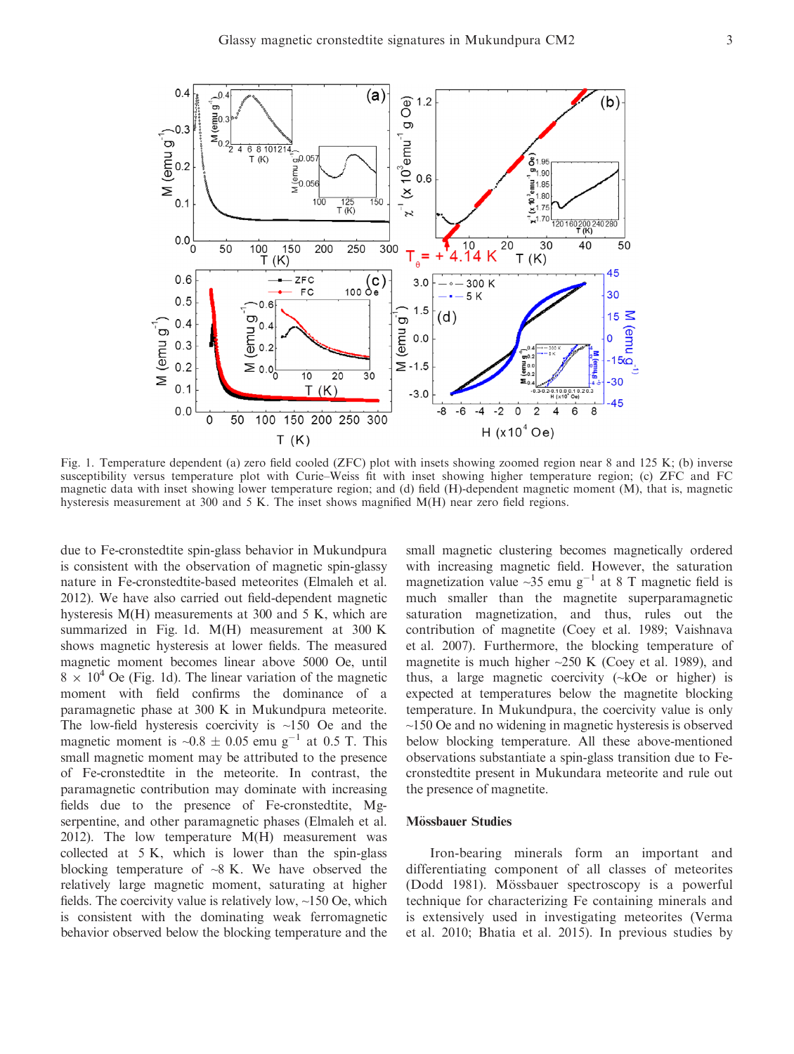Fig. 1. Temperature dependent (a) zero field cooled (ZFC) plot with insets showing zoomed region near 8 and 125 K; (b) inverse susceptibility versus temperature plot with Curie–Weiss fit with inset showing higher temperature region; (c) ZFC and FC magnetic data with inset showing lower temperature region; and (d) field (H)-dependent magnetic moment (M), that is, magnetic hysteresis measurement at 300 and 5 K. The inset shows magnified M(H) near zero field regions.

due to Fe-cronstedtite spin-glass behavior in Mukundpura is consistent with the observation of magnetic spin-glassy nature in Fe-cronstedtite-based meteorites (Elmaleh et al. 2012). We have also carried out field-dependent magnetic hysteresis M(H) measurements at 300 and 5 K, which are summarized in Fig. 1d. M(H) measurement at 300 K shows magnetic hysteresis at lower fields. The measured magnetic moment becomes linear above 5000 Oe, until $8 \times 10^4$ Oe (Fig. 1d). The linear variation of the magnetic moment with field confirms the dominance of a paramagnetic phase at 300 K in Mukundpura meteorite. The low-field hysteresis coercivity is ~150 Oe and the magnetic moment is ~$0.8 \pm 0.05$ emu $g^{-1}$ at 0.5 T. This small magnetic moment may be attributed to the presence of Fe-cronstedtite in the meteorite. In contrast, the paramagnetic contribution may dominate with increasing fields due to the presence of Fe-cronstedtite, Mg-serpentine, and other paramagnetic phases (Elmaleh et al. 2012). The low temperature M(H) measurement was collected at 5 K, which is lower than the spin-glass blocking temperature of ~8 K. We have observed the relatively large magnetic moment, saturating at higher fields. The coercivity value is relatively low, ~150 Oe, which is consistent with the dominating weak ferromagnetic behavior observed below the blocking temperature and the small magnetic clustering becomes magnetically ordered with increasing magnetic field. However, the saturation magnetization value ~35 emu $g^{-1}$ at 8 T magnetic field is much smaller than the magnetite superparamagnetic saturation magnetization, and thus, rules out the contribution of magnetite (Coey et al. 1989; Vaishnava et al. 2007). Furthermore, the blocking temperature of magnetite is much higher ~250 K (Coey et al. 1989), and thus, a large magnetic coercivity (~kOe or higher) is expected at temperatures below the magnetite blocking temperature. In Mukundpura, the coercivity value is only ~150 Oe and no widening in magnetic hysteresis is observed below blocking temperature. All these above-mentioned observations substantiate a spin-glass transition due to Fe-cronstedtite present in Mukundara meteorite and rule out the presence of magnetite.

## Mössbauer Studies

Iron-bearing minerals form an important and differentiating component of all classes of meteorites (Dodd 1981). Mössbauer spectroscopy is a powerful technique for characterizing Fe containing minerals and is extensively used in investigating meteorites (Verma et al. 2010; Bhatia et al. 2015). In previous studies by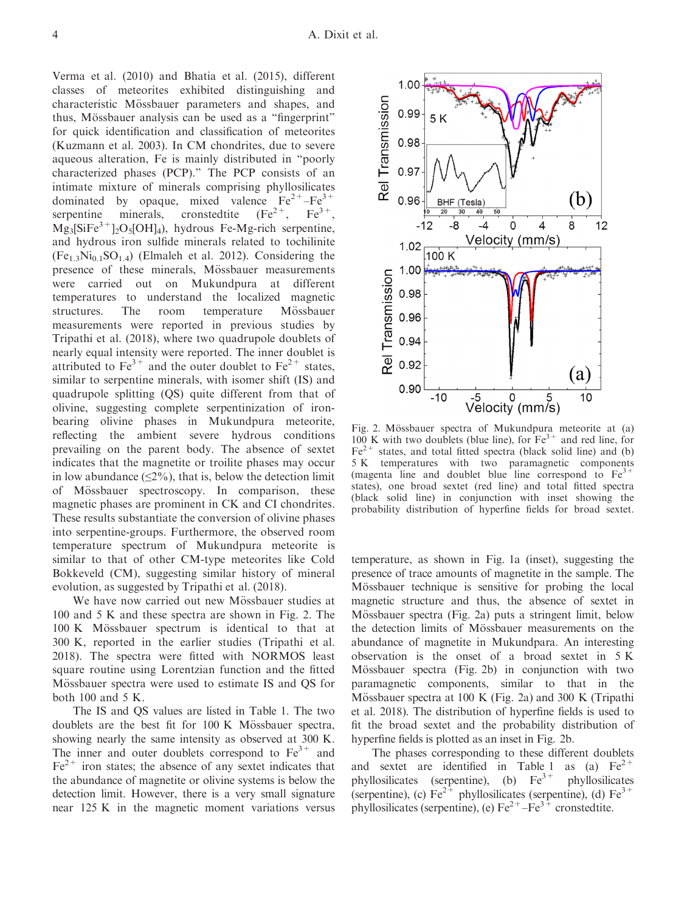Verma et al. (2010) and Bhatia et al. (2015), different classes of meteorites exhibited distinguishing and characteristic Mössbauer parameters and shapes, and thus, Mössbauer analysis can be used as a "fingerprint" for quick identification and classification of meteorites (Kuzmann et al. 2003). In CM chondrites, due to severe aqueous alteration, Fe is mainly distributed in "poorly characterized phases (PCP)." The PCP consists of an intimate mixture of minerals comprising phyllosilicates dominated by opaque, mixed valence $Fe^{2+}$–$Fe^{3+}$ serpentine minerals, cronstedtite ($Fe^{2+}$, $Fe^{3+}$, $Mg_3[SiFe^{3+}]_2O_5[OH]_4$), hydrous Fe-Mg-rich serpentine, and hydrous iron sulfide minerals related to tochilinite ($Fe_{1.3}Ni_{0.1}SO_{1.4}$) (Elmaleh et al. 2012). Considering the presence of these minerals, Mössbauer measurements were carried out on Mukundpura at different temperatures to understand the localized magnetic structures. The room temperature Mössbauer measurements were reported in previous studies by Tripathi et al. (2018), where two quadrupole doublets of nearly equal intensity were reported. The inner doublet is attributed to $Fe^{3+}$ and the outer doublet to $Fe^{2+}$ states, similar to serpentine minerals, with isomer shift (IS) and quadrupole splitting (QS) quite different from that of olivine, suggesting complete serpentinization of iron-bearing olivine phases in Mukundpura meteorite, reflecting the ambient severe hydrous conditions prevailing on the parent body. The absence of sextet indicates that the magnetite or troilite phases may occur in low abundance (≤2%), that is, below the detection limit of Mössbauer spectroscopy. In comparison, these magnetic phases are prominent in CK and CI chondrites. These results substantiate the conversion of olivine phases into serpentine-groups. Furthermore, the observed room temperature spectrum of Mukundpura meteorite is similar to that of other CM-type meteorites like Cold Bokkeveld (CM), suggesting similar history of mineral evolution, as suggested by Tripathi et al. (2018).

We have now carried out new Mössbauer studies at 100 and 5 K and these spectra are shown in Fig. 2. The 100 K Mössbauer spectrum is identical to that at 300 K, reported in the earlier studies (Tripathi et al. 2018). The spectra were fitted with NORMOS least square routine using Lorentzian function and the fitted Mössbauer spectra were used to estimate IS and QS for both 100 and 5 K.

The IS and QS values are listed in Table 1. The two doublets are the best fit for 100 K Mössbauer spectra, showing nearly the same intensity as observed at 300 K. The inner and outer doublets correspond to $Fe^{3+}$ and $Fe^{2+}$ iron states; the absence of any sextet indicates that the abundance of magnetite or olivine systems is below the detection limit. However, there is a very small signature near 125 K in the magnetic moment variations versus temperature, as shown in Fig. 1a (inset), suggesting the presence of trace amounts of magnetite in the sample. The Mössbauer technique is sensitive for probing the local magnetic structure and thus, the absence of sextet in Mössbauer spectra (Fig. 2a) puts a stringent limit, below the detection limits of Mössbauer measurements on the abundance of magnetite in Mukundpara. An interesting observation is the onset of a broad sextet in 5 K Mössbauer spectra (Fig. 2b) in conjunction with two paramagnetic components, similar to that in the Mössbauer spectra at 100 K (Fig. 2a) and 300 K (Tripathi et al. 2018). The distribution of hyperfine fields is used to fit the broad sextet and the probability distribution of hyperfine fields is plotted as an inset in Fig. 2b.

Fig. 2. Mössbauer spectra of Mukundpura meteorite at (a) 100 K with two doublets (blue line), for $Fe^{3+}$ and red line, for $Fe^{2+}$ states, and total fitted spectra (black solid line) and (b) 5 K temperatures with two paramagnetic components (magenta line and doublet blue line correspond to $Fe^{3+}$ states), one broad sextet (red line) and total fitted spectra (black solid line) in conjunction with inset showing the probability distribution of hyperfine fields for broad sextet.

The phases corresponding to these different doublets and sextet are identified in Table 1 as (a) $Fe^{2+}$ phyllosilicates (serpentine), (b) $Fe^{3+}$ phyllosilicates (serpentine), (c) $Fe^{2+}$ phyllosilicates (serpentine), (d) $Fe^{3+}$ phyllosilicates (serpentine), (e) $Fe^{2+}$–$Fe^{3+}$ cronstedtite.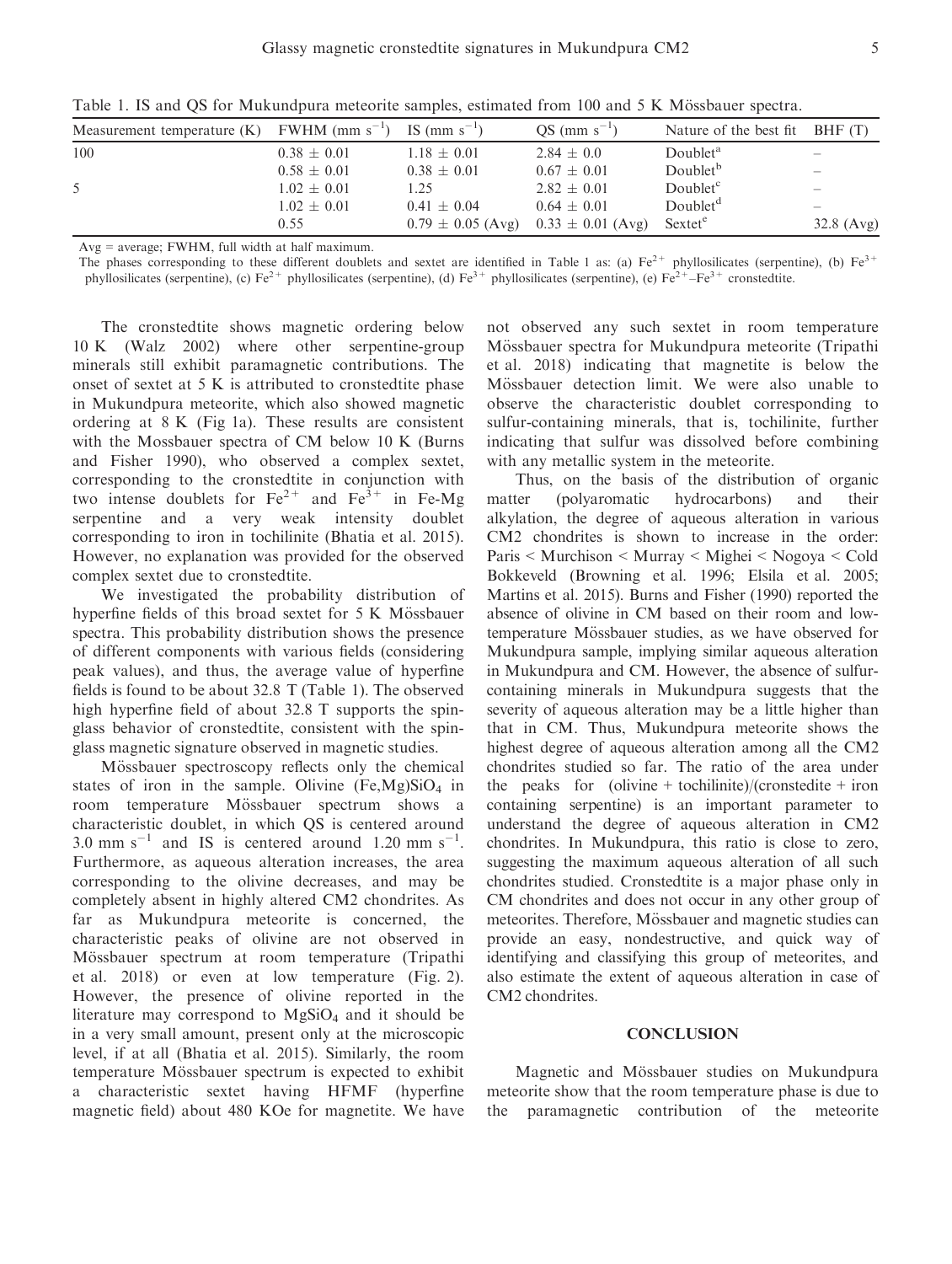Table 1. IS and QS for Mukundpura meteorite samples, estimated from 100 and 5 K Mössbauer spectra.

| Measurement temperature (K) | FWHM (mm $s^{-1}$) | IS (mm $s^{-1}$) | QS (mm $s^{-1}$) | Nature of the best fit | BHF (T) |
|---|---|---|---|---|---|
| 100 | $0.38 \pm 0.01$ | $1.18 \pm 0.01$ | $2.84 \pm 0.0$ | Doublet[a] | – |
| | $0.58 \pm 0.01$ | $0.38 \pm 0.01$ | $0.67 \pm 0.01$ | Doublet[b] | – |
| 5 | $1.02 \pm 0.01$ | 1.25 | $2.82 \pm 0.01$ | Doublet[c] | – |
| | $1.02 \pm 0.01$ | $0.41 \pm 0.04$ | $0.64 \pm 0.01$ | Doublet[d] | – |
| | 0.55 | $0.79 \pm 0.05$ (Avg) | $0.33 \pm 0.01$ (Avg) | Sextet[e] | 32.8 (Avg) |

Avg = average; FWHM, full width at half maximum.

The phases corresponding to these different doublets and sextet are identified in Table 1 as: (a) $Fe^{2+}$ phyllosilicates (serpentine), (b) $Fe^{3+}$ phyllosilicates (serpentine), (c) $Fe^{2+}$ phyllosilicates (serpentine), (d) $Fe^{3+}$ phyllosilicates (serpentine), (e) $Fe^{2+}$–$Fe^{3+}$ cronstedtite.

The cronstedtite shows magnetic ordering below 10 K (Walz 2002) where other serpentine-group minerals still exhibit paramagnetic contributions. The onset of sextet at 5 K is attributed to cronstedtite phase in Mukundpura meteorite, which also showed magnetic ordering at 8 K (Fig 1a). These results are consistent with the Mossbauer spectra of CM below 10 K (Burns and Fisher 1990), who observed a complex sextet, corresponding to the cronstedtite in conjunction with two intense doublets for $Fe^{2+}$ and $Fe^{3+}$ in Fe-Mg serpentine and a very weak intensity doublet corresponding to iron in tochilinite (Bhatia et al. 2015). However, no explanation was provided for the observed complex sextet due to cronstedtite.

We investigated the probability distribution of hyperfine fields of this broad sextet for 5 K Mössbauer spectra. This probability distribution shows the presence of different components with various fields (considering peak values), and thus, the average value of hyperfine fields is found to be about 32.8 T (Table 1). The observed high hyperfine field of about 32.8 T supports the spin-glass behavior of cronstedtite, consistent with the spin-glass magnetic signature observed in magnetic studies.

Mössbauer spectroscopy reflects only the chemical states of iron in the sample. Olivine $(Fe,Mg)SiO_4$ in room temperature Mössbauer spectrum shows a characteristic doublet, in which QS is centered around 3.0 mm $s^{-1}$ and IS is centered around 1.20 mm $s^{-1}$. Furthermore, as aqueous alteration increases, the area corresponding to the olivine decreases, and may be completely absent in highly altered CM2 chondrites. As far as Mukundpura meteorite is concerned, the characteristic peaks of olivine are not observed in Mössbauer spectrum at room temperature (Tripathi et al. 2018) or even at low temperature (Fig. 2). However, the presence of olivine reported in the literature may correspond to $MgSiO_4$ and it should be in a very small amount, present only at the microscopic level, if at all (Bhatia et al. 2015). Similarly, the room temperature Mössbauer spectrum is expected to exhibit a characteristic sextet having HFMF (hyperfine magnetic field) about 480 KOe for magnetite. We have not observed any such sextet in room temperature Mössbauer spectra for Mukundpura meteorite (Tripathi et al. 2018) indicating that magnetite is below the Mössbauer detection limit. We were also unable to observe the characteristic doublet corresponding to sulfur-containing minerals, that is, tochilinite, further indicating that sulfur was dissolved before combining with any metallic system in the meteorite.

Thus, on the basis of the distribution of organic matter (polyaromatic hydrocarbons) and their alkylation, the degree of aqueous alteration in various CM2 chondrites is shown to increase in the order: Paris < Murchison < Murray < Mighei < Nogoya < Cold Bokkeveld (Browning et al. 1996; Elsila et al. 2005; Martins et al. 2015). Burns and Fisher (1990) reported the absence of olivine in CM based on their room and low-temperature Mössbauer studies, as we have observed for Mukundpura sample, implying similar aqueous alteration in Mukundpura and CM. However, the absence of sulfur-containing minerals in Mukundpura suggests that the severity of aqueous alteration may be a little higher than that in CM. Thus, Mukundpura meteorite shows the highest degree of aqueous alteration among all the CM2 chondrites studied so far. The ratio of the area under the peaks for (olivine + tochilinite)/(cronstedite + iron containing serpentine) is an important parameter to understand the degree of aqueous alteration in CM2 chondrites. In Mukundpura, this ratio is close to zero, suggesting the maximum aqueous alteration of all such chondrites studied. Cronstedtite is a major phase only in CM chondrites and does not occur in any other group of meteorites. Therefore, Mössbauer and magnetic studies can provide an easy, nondestructive, and quick way of identifying and classifying this group of meteorites, and also estimate the extent of aqueous alteration in case of CM2 chondrites.

## CONCLUSION

Magnetic and Mössbauer studies on Mukundpura meteorite show that the room temperature phase is due to the paramagnetic contribution of the meteorite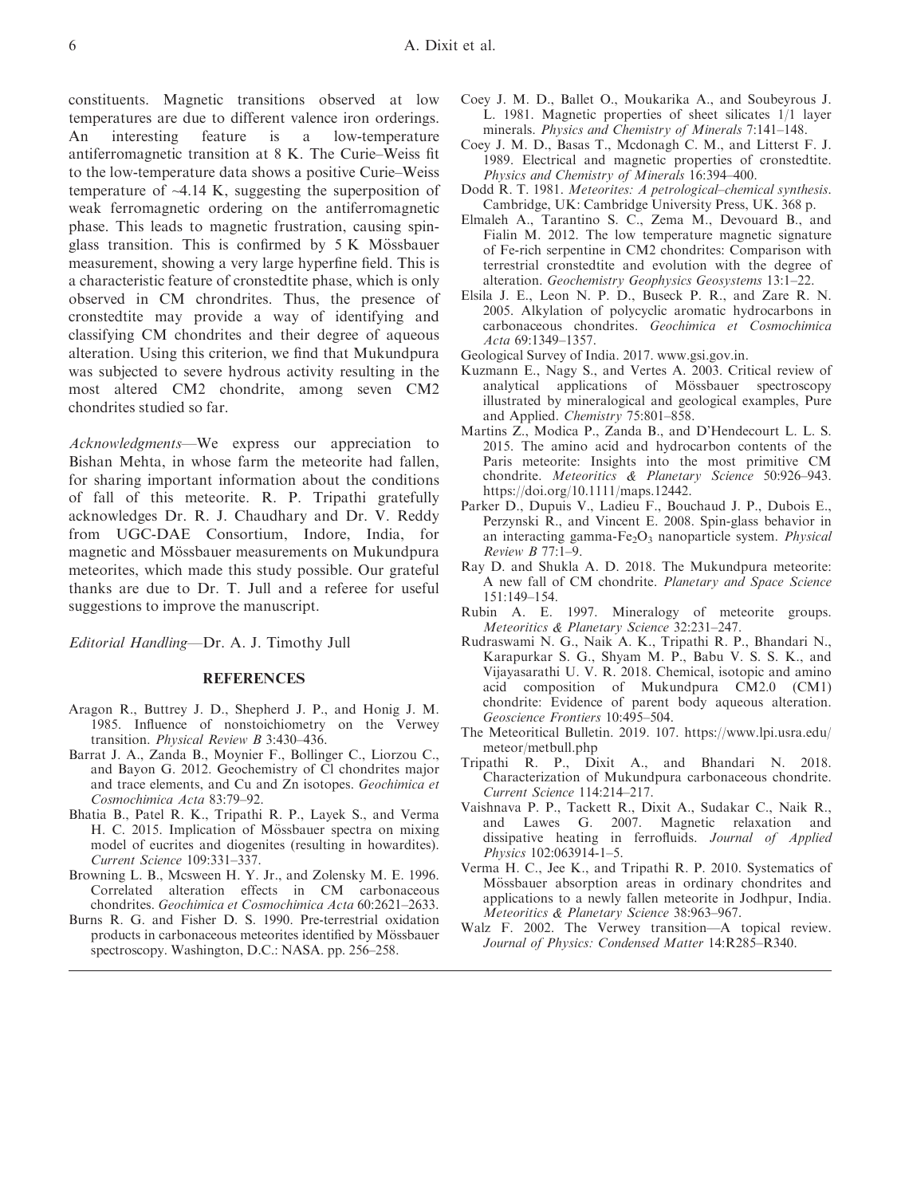constituents. Magnetic transitions observed at low temperatures are due to different valence iron orderings. An interesting feature is a low-temperature antiferromagnetic transition at 8 K. The Curie–Weiss fit to the low-temperature data shows a positive Curie–Weiss temperature of ~4.14 K, suggesting the superposition of weak ferromagnetic ordering on the antiferromagnetic phase. This leads to magnetic frustration, causing spin-glass transition. This is confirmed by 5 K Mössbauer measurement, showing a very large hyperfine field. This is a characteristic feature of cronstedtite phase, which is only observed in CM chrondrites. Thus, the presence of cronstedtite may provide a way of identifying and classifying CM chondrites and their degree of aqueous alteration. Using this criterion, we find that Mukundpura was subjected to severe hydrous activity resulting in the most altered CM2 chondrite, among seven CM2 chondrites studied so far.

*Acknowledgments*—We express our appreciation to Bishan Mehta, in whose farm the meteorite had fallen, for sharing important information about the conditions of fall of this meteorite. R. P. Tripathi gratefully acknowledges Dr. R. J. Chaudhary and Dr. V. Reddy from UGC-DAE Consortium, Indore, India, for magnetic and Mössbauer measurements on Mukundpura meteorites, which made this study possible. Our grateful thanks are due to Dr. T. Jull and a referee for useful suggestions to improve the manuscript.

*Editorial Handling*—Dr. A. J. Timothy Jull

## REFERENCES

Aragon R., Buttrey J. D., Shepherd J. P., and Honig J. M. 1985. Influence of nonstoichiometry on the Verwey transition. *Physical Review B* 3:430–436.

Barrat J. A., Zanda B., Moynier F., Bollinger C., Liorzou C., and Bayon G. 2012. Geochemistry of CI chondrites major and trace elements, and Cu and Zn isotopes. *Geochimica et Cosmochimica Acta* 83:79–92.

Bhatia B., Patel R. K., Tripathi R. P., Layek S., and Verma H. C. 2015. Implication of Mössbauer spectra on mixing model of eucrites and diogenites (resulting in howardites). *Current Science* 109:331–337.

Browning L. B., Mcsween H. Y. Jr., and Zolensky M. E. 1996. Correlated alteration effects in CM carbonaceous chondrites. *Geochimica et Cosmochimica Acta* 60:2621–2633.

Burns R. G. and Fisher D. S. 1990. Pre-terrestrial oxidation products in carbonaceous meteorites identified by Mössbauer spectroscopy. Washington, D.C.: NASA. pp. 256–258.

Coey J. M. D., Ballet O., Moukarika A., and Soubeyrous J. L. 1981. Magnetic properties of sheet silicates 1/1 layer minerals. *Physics and Chemistry of Minerals* 7:141–148.

Coey J. M. D., Basas T., Mcdonagh C. M., and Litterst F. J. 1989. Electrical and magnetic properties of cronstedtite. *Physics and Chemistry of Minerals* 16:394–400.

Dodd R. T. 1981. *Meteorites: A petrological–chemical synthesis*. Cambridge, UK: Cambridge University Press, UK. 368 p.

Elmaleh A., Tarantino S. C., Zema M., Devouard B., and Fialin M. 2012. The low temperature magnetic signature of Fe-rich serpentine in CM2 chondrites: Comparison with terrestrial cronstedtite and evolution with the degree of alteration. *Geochemistry Geophysics Geosystems* 13:1–22.

Elsila J. E., Leon N. P. D., Buseck P. R., and Zare R. N. 2005. Alkylation of polycyclic aromatic hydrocarbons in carbonaceous chondrites. *Geochimica et Cosmochimica Acta* 69:1349–1357.

Geological Survey of India. 2017. www.gsi.gov.in.

Kuzmann E., Nagy S., and Vertes A. 2003. Critical review of analytical applications of Mössbauer spectroscopy illustrated by mineralogical and geological examples, Pure and Applied. *Chemistry* 75:801–858.

Martins Z., Modica P., Zanda B., and D'Hendecourt L. L. S. 2015. The amino acid and hydrocarbon contents of the Paris meteorite: Insights into the most primitive CM chondrite. *Meteoritics & Planetary Science* 50:926–943. https://doi.org/10.1111/maps.12442.

Parker D., Dupuis V., Ladieu F., Bouchaud J. P., Dubois E., Perzynski R., and Vincent E. 2008. Spin-glass behavior in an interacting gamma-$Fe_2O_3$ nanoparticle system. *Physical Review B* 77:1–9.

Ray D. and Shukla A. D. 2018. The Mukundpura meteorite: A new fall of CM chondrite. *Planetary and Space Science* 151:149–154.

Rubin A. E. 1997. Mineralogy of meteorite groups. *Meteoritics & Planetary Science* 32:231–247.

Rudraswami N. G., Naik A. K., Tripathi R. P., Bhandari N., Karapurkar S. G., Shyam M. P., Babu V. S. S. K., and Vijayasarathi U. V. R. 2018. Chemical, isotopic and amino acid composition of Mukundpura CM2.0 (CM1) chondrite: Evidence of parent body aqueous alteration. *Geoscience Frontiers* 10:495–504.

The Meteoritical Bulletin. 2019. 107. https://www.lpi.usra.edu/meteor/metbull.php

Tripathi R. P., Dixit A., and Bhandari N. 2018. Characterization of Mukundpura carbonaceous chondrite. *Current Science* 114:214–217.

Vaishnava P. P., Tackett R., Dixit A., Sudakar C., Naik R., and Lawes G. 2007. Magnetic relaxation and dissipative heating in ferrofluids. *Journal of Applied Physics* 102:063914-1–5.

Verma H. C., Jee K., and Tripathi R. P. 2010. Systematics of Mössbauer absorption areas in ordinary chondrites and applications to a newly fallen meteorite in Jodhpur, India. *Meteoritics & Planetary Science* 38:963–967.

Walz F. 2002. The Verwey transition—A topical review. *Journal of Physics: Condensed Matter* 14:R285–R340.